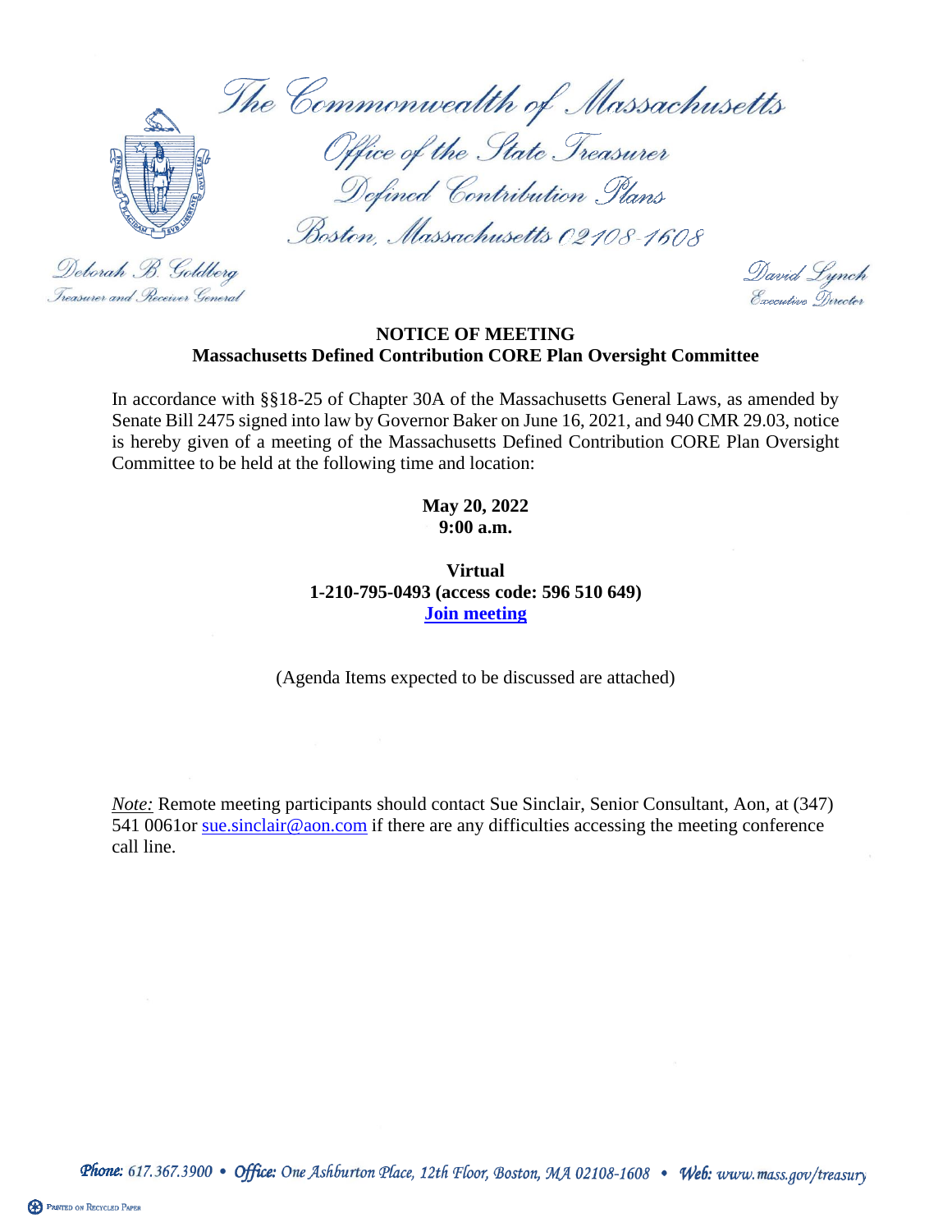The Commonwealth of Massachusetts

Office of the State Treasurer

Defined Contribution Plans

Boston, Massachusetts 02108-1608

Deborah B. Goldberg
Treasurer and Receiver General

David Lynch
Executive Director

**NOTICE OF MEETING**
**Massachusetts Defined Contribution CORE Plan Oversight Committee**

In accordance with §§18-25 of Chapter 30A of the Massachusetts General Laws, as amended by Senate Bill 2475 signed into law by Governor Baker on June 16, 2021, and 940 CMR 29.03, notice is hereby given of a meeting of the Massachusetts Defined Contribution CORE Plan Oversight Committee to be held at the following time and location:

**May 20, 2022**
**9:00 a.m.**

**Virtual**
**1-210-795-0493 (access code: 596 510 649)**
**Join meeting**

(Agenda Items expected to be discussed are attached)

*Note:* Remote meeting participants should contact Sue Sinclair, Senior Consultant, Aon, at (347) 541 0061or sue.sinclair@aon.com if there are any difficulties accessing the meeting conference call line.

*Phone:* 617.367.3900 • *Office:* One Ashburton Place, 12th Floor, Boston, MA 02108-1608 • *Web:* www.mass.gov/treasury

Printed on Recycled Paper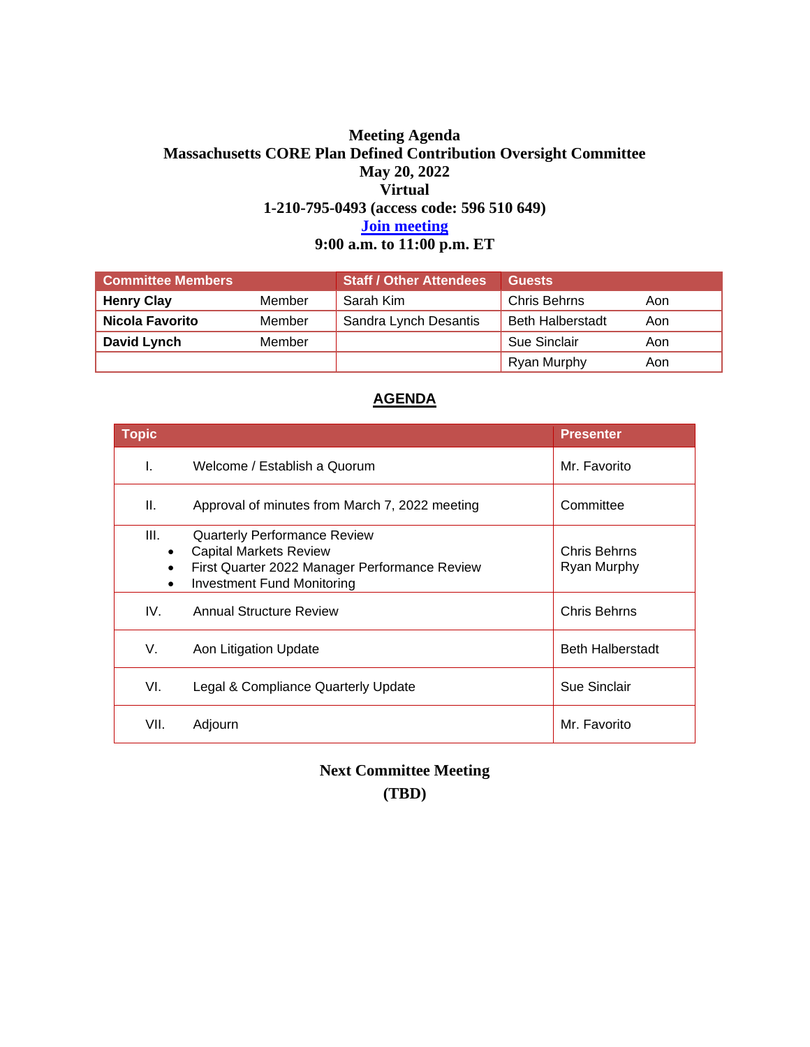# Meeting Agenda
## Massachusetts CORE Plan Defined Contribution Oversight Committee
### May 20, 2022
### Virtual
### 1-210-795-0493 (access code: 596 510 649)
### Join meeting
### 9:00 a.m. to 11:00 p.m. ET

| Committee Members | | Staff / Other Attendees | Guests | |
|---|---|---|---|---|
| **Henry Clay** | Member | Sarah Kim | Chris Behrns | Aon |
| **Nicola Favorito** | Member | Sandra Lynch Desantis | Beth Halberstadt | Aon |
| **David Lynch** | Member | | Sue Sinclair | Aon |
| | | | Ryan Murphy | Aon |

## AGENDA

| Topic | Presenter |
|---|---|
| I. Welcome / Establish a Quorum | Mr. Favorito |
| II. Approval of minutes from March 7, 2022 meeting | Committee |
| III. Quarterly Performance Review<br>• Capital Markets Review<br>• First Quarter 2022 Manager Performance Review<br>• Investment Fund Monitoring | Chris Behrns<br>Ryan Murphy |
| IV. Annual Structure Review | Chris Behrns |
| V. Aon Litigation Update | Beth Halberstadt |
| VI. Legal & Compliance Quarterly Update | Sue Sinclair |
| VII. Adjourn | Mr. Favorito |

**Next Committee Meeting**

**(TBD)**